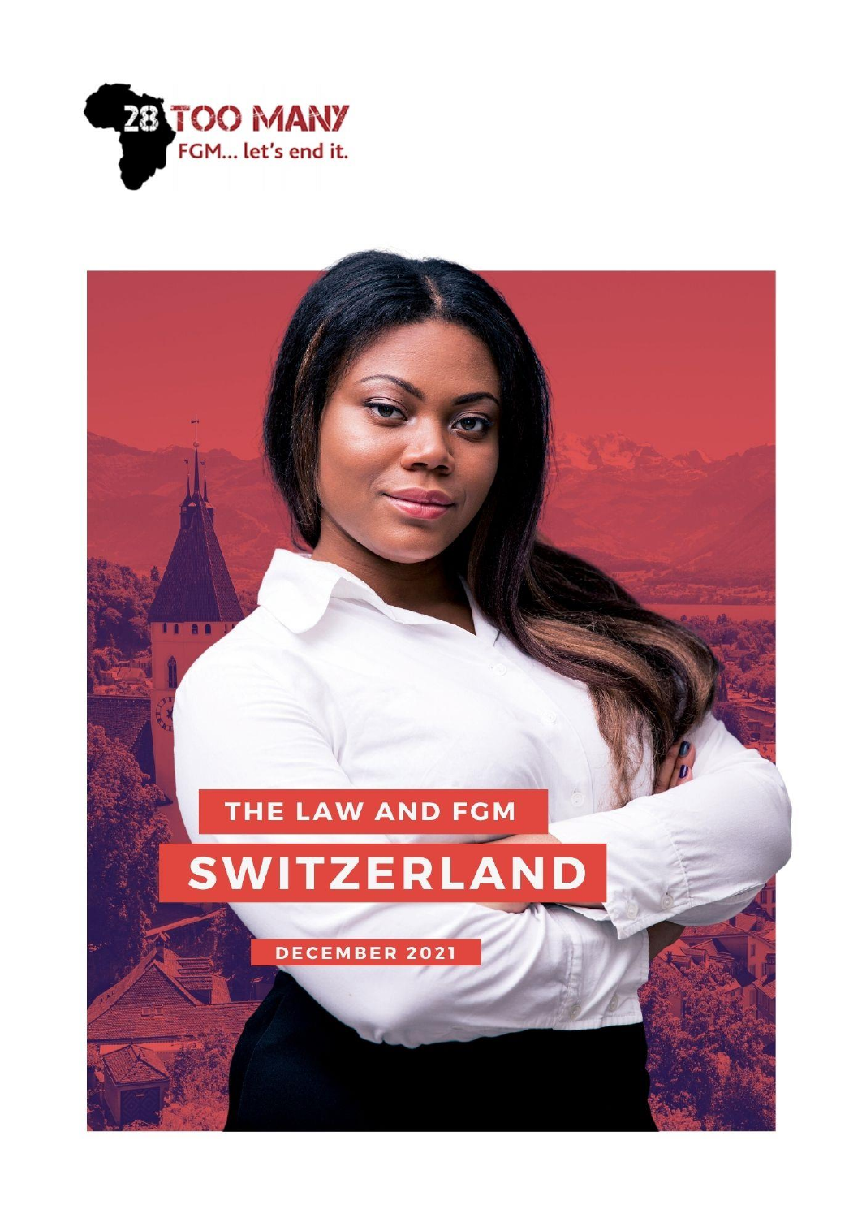28 TOO MANY

FGM... let's end it.

# THE LAW AND FGM

# SWITZERLAND

DECEMBER 2021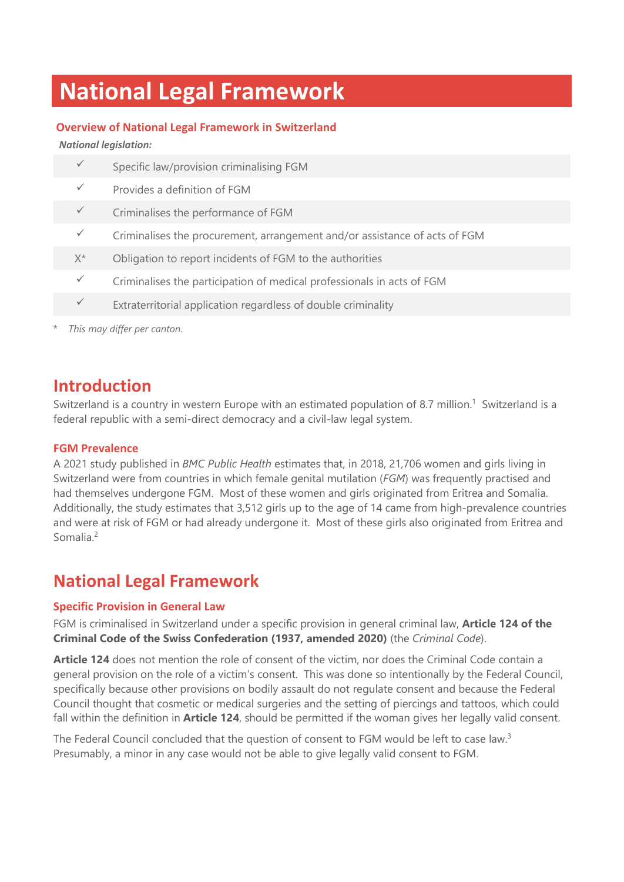# National Legal Framework

## Overview of National Legal Framework in Switzerland

***National legislation:***

| | |
|---|---|
| ✓ | Specific law/provision criminalising FGM |
| ✓ | Provides a definition of FGM |
| ✓ | Criminalises the performance of FGM |
| ✓ | Criminalises the procurement, arrangement and/or assistance of acts of FGM |
| X* | Obligation to report incidents of FGM to the authorities |
| ✓ | Criminalises the participation of medical professionals in acts of FGM |
| ✓ | Extraterritorial application regardless of double criminality |

\* *This may differ per canton.*

## Introduction

Switzerland is a country in western Europe with an estimated population of 8.7 million.[1] Switzerland is a federal republic with a semi-direct democracy and a civil-law legal system.

### FGM Prevalence

A 2021 study published in *BMC Public Health* estimates that, in 2018, 21,706 women and girls living in Switzerland were from countries in which female genital mutilation (*FGM*) was frequently practised and had themselves undergone FGM. Most of these women and girls originated from Eritrea and Somalia. Additionally, the study estimates that 3,512 girls up to the age of 14 came from high-prevalence countries and were at risk of FGM or had already undergone it. Most of these girls also originated from Eritrea and Somalia.[2]

## National Legal Framework

### Specific Provision in General Law

FGM is criminalised in Switzerland under a specific provision in general criminal law, **Article 124 of the Criminal Code of the Swiss Confederation (1937, amended 2020)** (the *Criminal Code*).

**Article 124** does not mention the role of consent of the victim, nor does the Criminal Code contain a general provision on the role of a victim's consent. This was done so intentionally by the Federal Council, specifically because other provisions on bodily assault do not regulate consent and because the Federal Council thought that cosmetic or medical surgeries and the setting of piercings and tattoos, which could fall within the definition in **Article 124**, should be permitted if the woman gives her legally valid consent.

The Federal Council concluded that the question of consent to FGM would be left to case law.[3] Presumably, a minor in any case would not be able to give legally valid consent to FGM.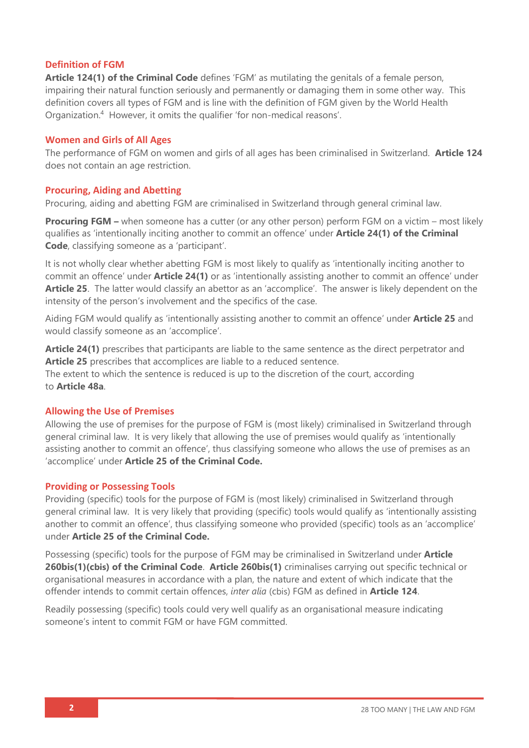## Definition of FGM

**Article 124(1) of the Criminal Code** defines 'FGM' as mutilating the genitals of a female person, impairing their natural function seriously and permanently or damaging them in some other way. This definition covers all types of FGM and is line with the definition of FGM given by the World Health Organization.[4] However, it omits the qualifier 'for non-medical reasons'.

## Women and Girls of All Ages

The performance of FGM on women and girls of all ages has been criminalised in Switzerland. **Article 124** does not contain an age restriction.

## Procuring, Aiding and Abetting

Procuring, aiding and abetting FGM are criminalised in Switzerland through general criminal law.

**Procuring FGM –** when someone has a cutter (or any other person) perform FGM on a victim – most likely qualifies as 'intentionally inciting another to commit an offence' under **Article 24(1) of the Criminal Code**, classifying someone as a 'participant'.

It is not wholly clear whether abetting FGM is most likely to qualify as 'intentionally inciting another to commit an offence' under **Article 24(1)** or as 'intentionally assisting another to commit an offence' under **Article 25**. The latter would classify an abettor as an 'accomplice'. The answer is likely dependent on the intensity of the person's involvement and the specifics of the case.

Aiding FGM would qualify as 'intentionally assisting another to commit an offence' under **Article 25** and would classify someone as an 'accomplice'.

**Article 24(1)** prescribes that participants are liable to the same sentence as the direct perpetrator and **Article 25** prescribes that accomplices are liable to a reduced sentence.
The extent to which the sentence is reduced is up to the discretion of the court, according to **Article 48a**.

## Allowing the Use of Premises

Allowing the use of premises for the purpose of FGM is (most likely) criminalised in Switzerland through general criminal law. It is very likely that allowing the use of premises would qualify as 'intentionally assisting another to commit an offence', thus classifying someone who allows the use of premises as an 'accomplice' under **Article 25 of the Criminal Code.**

## Providing or Possessing Tools

Providing (specific) tools for the purpose of FGM is (most likely) criminalised in Switzerland through general criminal law. It is very likely that providing (specific) tools would qualify as 'intentionally assisting another to commit an offence', thus classifying someone who provided (specific) tools as an 'accomplice' under **Article 25 of the Criminal Code.**

Possessing (specific) tools for the purpose of FGM may be criminalised in Switzerland under **Article 260bis(1)(cbis) of the Criminal Code**. **Article 260bis(1)** criminalises carrying out specific technical or organisational measures in accordance with a plan, the nature and extent of which indicate that the offender intends to commit certain offences, *inter alia* (cbis) FGM as defined in **Article 124**.

Readily possessing (specific) tools could very well qualify as an organisational measure indicating someone's intent to commit FGM or have FGM committed.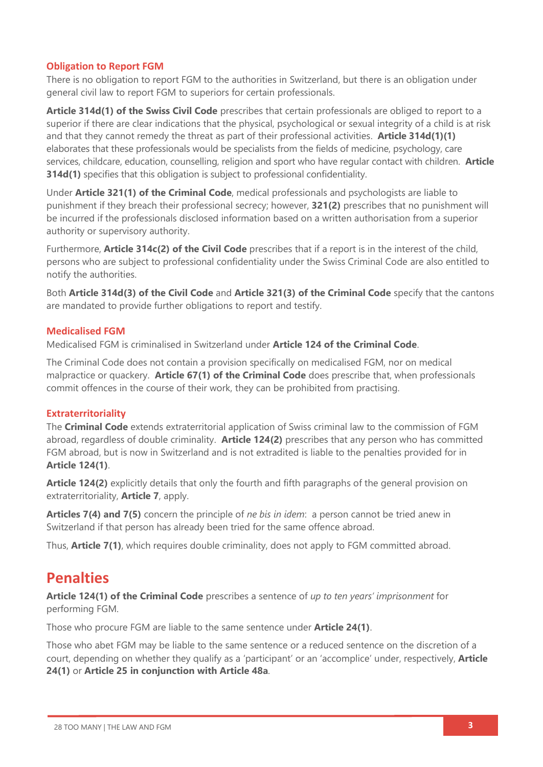### Obligation to Report FGM

There is no obligation to report FGM to the authorities in Switzerland, but there is an obligation under general civil law to report FGM to superiors for certain professionals.

**Article 314d(1) of the Swiss Civil Code** prescribes that certain professionals are obliged to report to a superior if there are clear indications that the physical, psychological or sexual integrity of a child is at risk and that they cannot remedy the threat as part of their professional activities. **Article 314d(1)(1)** elaborates that these professionals would be specialists from the fields of medicine, psychology, care services, childcare, education, counselling, religion and sport who have regular contact with children. **Article 314d(1)** specifies that this obligation is subject to professional confidentiality.

Under **Article 321(1) of the Criminal Code**, medical professionals and psychologists are liable to punishment if they breach their professional secrecy; however, **321(2)** prescribes that no punishment will be incurred if the professionals disclosed information based on a written authorisation from a superior authority or supervisory authority.

Furthermore, **Article 314c(2) of the Civil Code** prescribes that if a report is in the interest of the child, persons who are subject to professional confidentiality under the Swiss Criminal Code are also entitled to notify the authorities.

Both **Article 314d(3) of the Civil Code** and **Article 321(3) of the Criminal Code** specify that the cantons are mandated to provide further obligations to report and testify.

### Medicalised FGM

Medicalised FGM is criminalised in Switzerland under **Article 124 of the Criminal Code**.

The Criminal Code does not contain a provision specifically on medicalised FGM, nor on medical malpractice or quackery. **Article 67(1) of the Criminal Code** does prescribe that, when professionals commit offences in the course of their work, they can be prohibited from practising.

### Extraterritoriality

The **Criminal Code** extends extraterritorial application of Swiss criminal law to the commission of FGM abroad, regardless of double criminality. **Article 124(2)** prescribes that any person who has committed FGM abroad, but is now in Switzerland and is not extradited is liable to the penalties provided for in **Article 124(1)**.

**Article 124(2)** explicitly details that only the fourth and fifth paragraphs of the general provision on extraterritoriality, **Article 7**, apply.

**Articles 7(4) and 7(5)** concern the principle of *ne bis in idem*: a person cannot be tried anew in Switzerland if that person has already been tried for the same offence abroad.

Thus, **Article 7(1)**, which requires double criminality, does not apply to FGM committed abroad.

## Penalties

**Article 124(1) of the Criminal Code** prescribes a sentence of *up to ten years' imprisonment* for performing FGM.

Those who procure FGM are liable to the same sentence under **Article 24(1)**.

Those who abet FGM may be liable to the same sentence or a reduced sentence on the discretion of a court, depending on whether they qualify as a 'participant' or an 'accomplice' under, respectively, **Article 24(1)** or **Article 25 in conjunction with Article 48a**.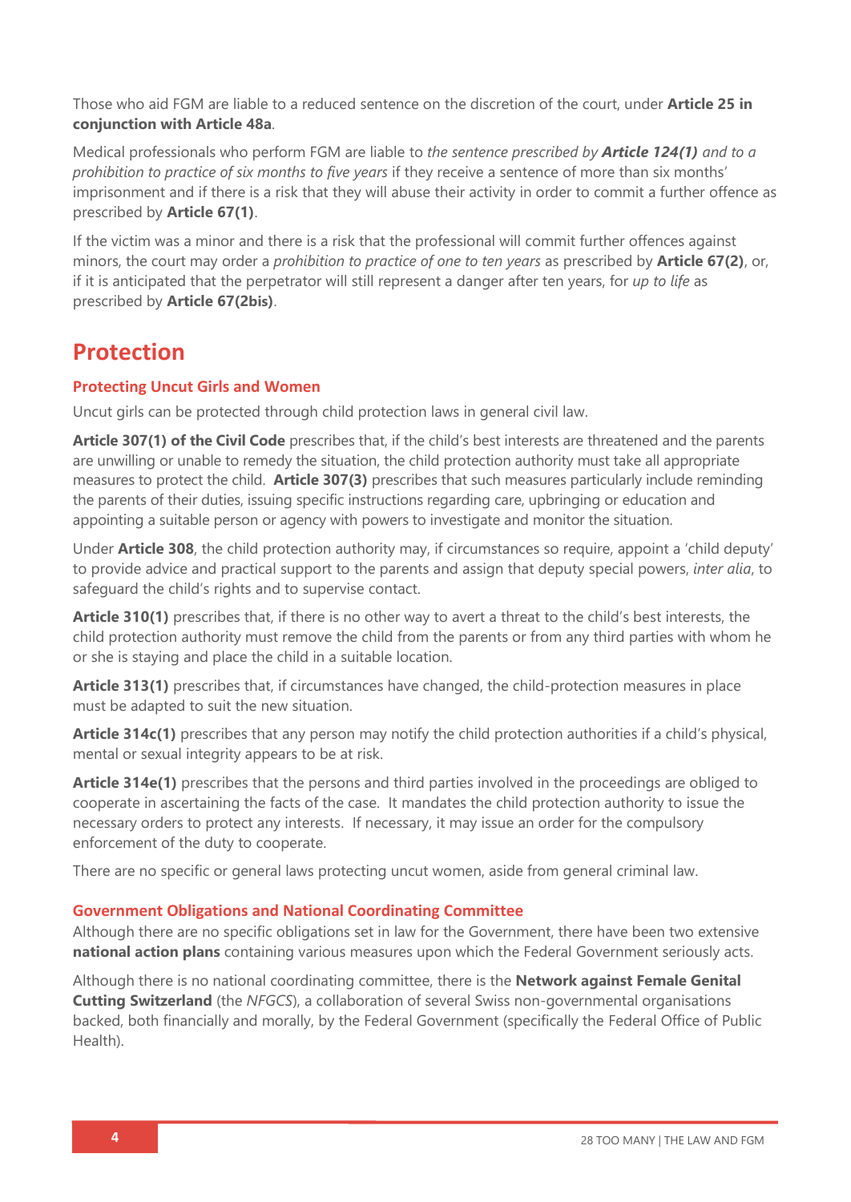Those who aid FGM are liable to a reduced sentence on the discretion of the court, under **Article 25 in conjunction with Article 48a**.

Medical professionals who perform FGM are liable to *the sentence prescribed by **Article 124(1)** and to a prohibition to practice of six months to five years* if they receive a sentence of more than six months' imprisonment and if there is a risk that they will abuse their activity in order to commit a further offence as prescribed by **Article 67(1)**.

If the victim was a minor and there is a risk that the professional will commit further offences against minors, the court may order a *prohibition to practice of one to ten years* as prescribed by **Article 67(2)**, or, if it is anticipated that the perpetrator will still represent a danger after ten years, for *up to life* as prescribed by **Article 67(2bis)**.

## Protection

### Protecting Uncut Girls and Women

Uncut girls can be protected through child protection laws in general civil law.

**Article 307(1) of the Civil Code** prescribes that, if the child's best interests are threatened and the parents are unwilling or unable to remedy the situation, the child protection authority must take all appropriate measures to protect the child. **Article 307(3)** prescribes that such measures particularly include reminding the parents of their duties, issuing specific instructions regarding care, upbringing or education and appointing a suitable person or agency with powers to investigate and monitor the situation.

Under **Article 308**, the child protection authority may, if circumstances so require, appoint a 'child deputy' to provide advice and practical support to the parents and assign that deputy special powers, *inter alia*, to safeguard the child's rights and to supervise contact.

**Article 310(1)** prescribes that, if there is no other way to avert a threat to the child's best interests, the child protection authority must remove the child from the parents or from any third parties with whom he or she is staying and place the child in a suitable location.

**Article 313(1)** prescribes that, if circumstances have changed, the child-protection measures in place must be adapted to suit the new situation.

**Article 314c(1)** prescribes that any person may notify the child protection authorities if a child's physical, mental or sexual integrity appears to be at risk.

**Article 314e(1)** prescribes that the persons and third parties involved in the proceedings are obliged to cooperate in ascertaining the facts of the case. It mandates the child protection authority to issue the necessary orders to protect any interests. If necessary, it may issue an order for the compulsory enforcement of the duty to cooperate.

There are no specific or general laws protecting uncut women, aside from general criminal law.

### Government Obligations and National Coordinating Committee

Although there are no specific obligations set in law for the Government, there have been two extensive **national action plans** containing various measures upon which the Federal Government seriously acts.

Although there is no national coordinating committee, there is the **Network against Female Genital Cutting Switzerland** (the *NFGCS*), a collaboration of several Swiss non-governmental organisations backed, both financially and morally, by the Federal Government (specifically the Federal Office of Public Health).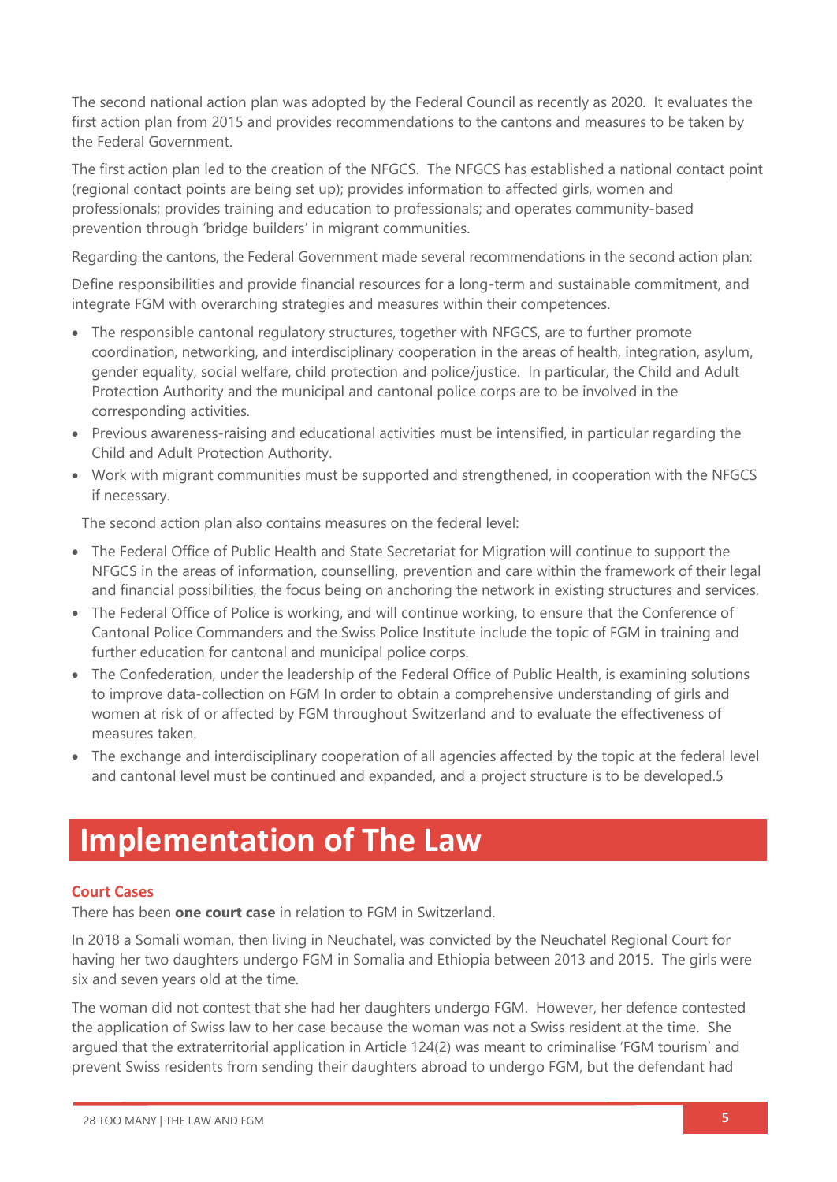The second national action plan was adopted by the Federal Council as recently as 2020. It evaluates the first action plan from 2015 and provides recommendations to the cantons and measures to be taken by the Federal Government.

The first action plan led to the creation of the NFGCS. The NFGCS has established a national contact point (regional contact points are being set up); provides information to affected girls, women and professionals; provides training and education to professionals; and operates community-based prevention through 'bridge builders' in migrant communities.

Regarding the cantons, the Federal Government made several recommendations in the second action plan:

Define responsibilities and provide financial resources for a long-term and sustainable commitment, and integrate FGM with overarching strategies and measures within their competences.

- The responsible cantonal regulatory structures, together with NFGCS, are to further promote coordination, networking, and interdisciplinary cooperation in the areas of health, integration, asylum, gender equality, social welfare, child protection and police/justice. In particular, the Child and Adult Protection Authority and the municipal and cantonal police corps are to be involved in the corresponding activities.
- Previous awareness-raising and educational activities must be intensified, in particular regarding the Child and Adult Protection Authority.
- Work with migrant communities must be supported and strengthened, in cooperation with the NFGCS if necessary.

The second action plan also contains measures on the federal level:

- The Federal Office of Public Health and State Secretariat for Migration will continue to support the NFGCS in the areas of information, counselling, prevention and care within the framework of their legal and financial possibilities, the focus being on anchoring the network in existing structures and services.
- The Federal Office of Police is working, and will continue working, to ensure that the Conference of Cantonal Police Commanders and the Swiss Police Institute include the topic of FGM in training and further education for cantonal and municipal police corps.
- The Confederation, under the leadership of the Federal Office of Public Health, is examining solutions to improve data-collection on FGM In order to obtain a comprehensive understanding of girls and women at risk of or affected by FGM throughout Switzerland and to evaluate the effectiveness of measures taken.
- The exchange and interdisciplinary cooperation of all agencies affected by the topic at the federal level and cantonal level must be continued and expanded, and a project structure is to be developed.[5]

# Implementation of The Law

## Court Cases

There has been **one court case** in relation to FGM in Switzerland.

In 2018 a Somali woman, then living in Neuchatel, was convicted by the Neuchatel Regional Court for having her two daughters undergo FGM in Somalia and Ethiopia between 2013 and 2015. The girls were six and seven years old at the time.

The woman did not contest that she had her daughters undergo FGM. However, her defence contested the application of Swiss law to her case because the woman was not a Swiss resident at the time. She argued that the extraterritorial application in Article 124(2) was meant to criminalise 'FGM tourism' and prevent Swiss residents from sending their daughters abroad to undergo FGM, but the defendant had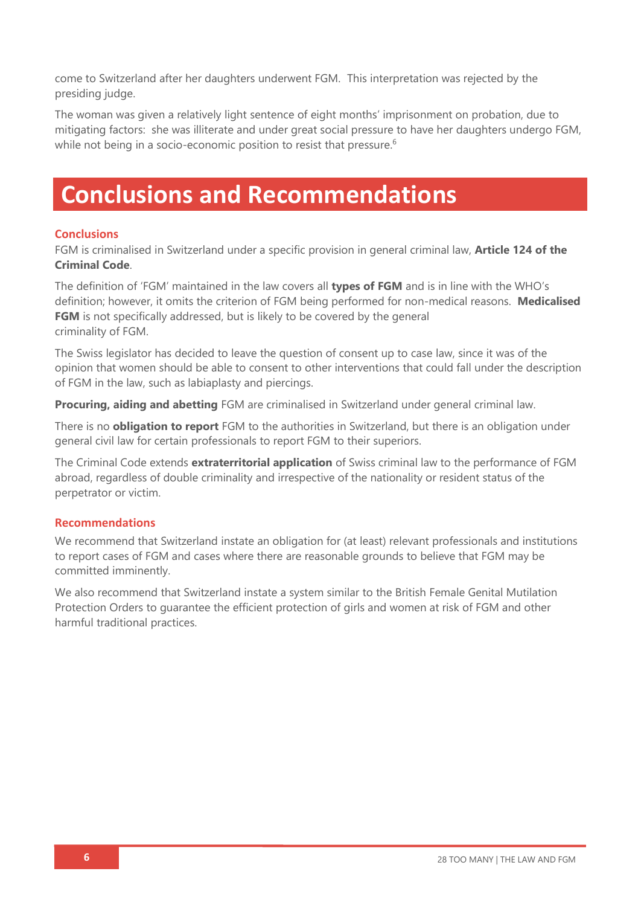come to Switzerland after her daughters underwent FGM. This interpretation was rejected by the presiding judge.

The woman was given a relatively light sentence of eight months' imprisonment on probation, due to mitigating factors: she was illiterate and under great social pressure to have her daughters undergo FGM, while not being in a socio-economic position to resist that pressure.[6]

# Conclusions and Recommendations

### Conclusions

FGM is criminalised in Switzerland under a specific provision in general criminal law, **Article 124 of the Criminal Code**.

The definition of 'FGM' maintained in the law covers all **types of FGM** and is in line with the WHO's definition; however, it omits the criterion of FGM being performed for non-medical reasons. **Medicalised FGM** is not specifically addressed, but is likely to be covered by the general criminality of FGM.

The Swiss legislator has decided to leave the question of consent up to case law, since it was of the opinion that women should be able to consent to other interventions that could fall under the description of FGM in the law, such as labiaplasty and piercings.

**Procuring, aiding and abetting** FGM are criminalised in Switzerland under general criminal law.

There is no **obligation to report** FGM to the authorities in Switzerland, but there is an obligation under general civil law for certain professionals to report FGM to their superiors.

The Criminal Code extends **extraterritorial application** of Swiss criminal law to the performance of FGM abroad, regardless of double criminality and irrespective of the nationality or resident status of the perpetrator or victim.

### Recommendations

We recommend that Switzerland instate an obligation for (at least) relevant professionals and institutions to report cases of FGM and cases where there are reasonable grounds to believe that FGM may be committed imminently.

We also recommend that Switzerland instate a system similar to the British Female Genital Mutilation Protection Orders to guarantee the efficient protection of girls and women at risk of FGM and other harmful traditional practices.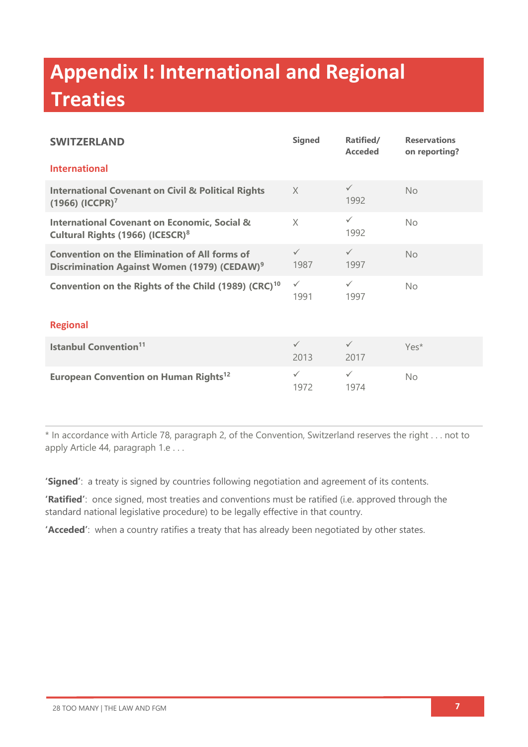# Appendix I: International and Regional Treaties

| SWITZERLAND | Signed | Ratified/ Acceded | Reservations on reporting? |
|---|---|---|---|
| **International** | | | |
| **International Covenant on Civil & Political Rights (1966) (ICCPR)**[7] | X | ✓ 1992 | No |
| **International Covenant on Economic, Social & Cultural Rights (1966) (ICESCR)**[8] | X | ✓ 1992 | No |
| **Convention on the Elimination of All forms of Discrimination Against Women (1979) (CEDAW)**[9] | ✓ 1987 | ✓ 1997 | No |
| **Convention on the Rights of the Child (1989) (CRC)**[10] | ✓ 1991 | ✓ 1997 | No |
| **Regional** | | | |
| **Istanbul Convention**[11] | ✓ 2013 | ✓ 2017 | Yes* |
| **European Convention on Human Rights**[12] | ✓ 1972 | ✓ 1974 | No |

* In accordance with Article 78, paragraph 2, of the Convention, Switzerland reserves the right . . . not to apply Article 44, paragraph 1.e . . .

**'Signed'**: a treaty is signed by countries following negotiation and agreement of its contents.

**'Ratified'**: once signed, most treaties and conventions must be ratified (i.e. approved through the standard national legislative procedure) to be legally effective in that country.

**'Acceded'**: when a country ratifies a treaty that has already been negotiated by other states.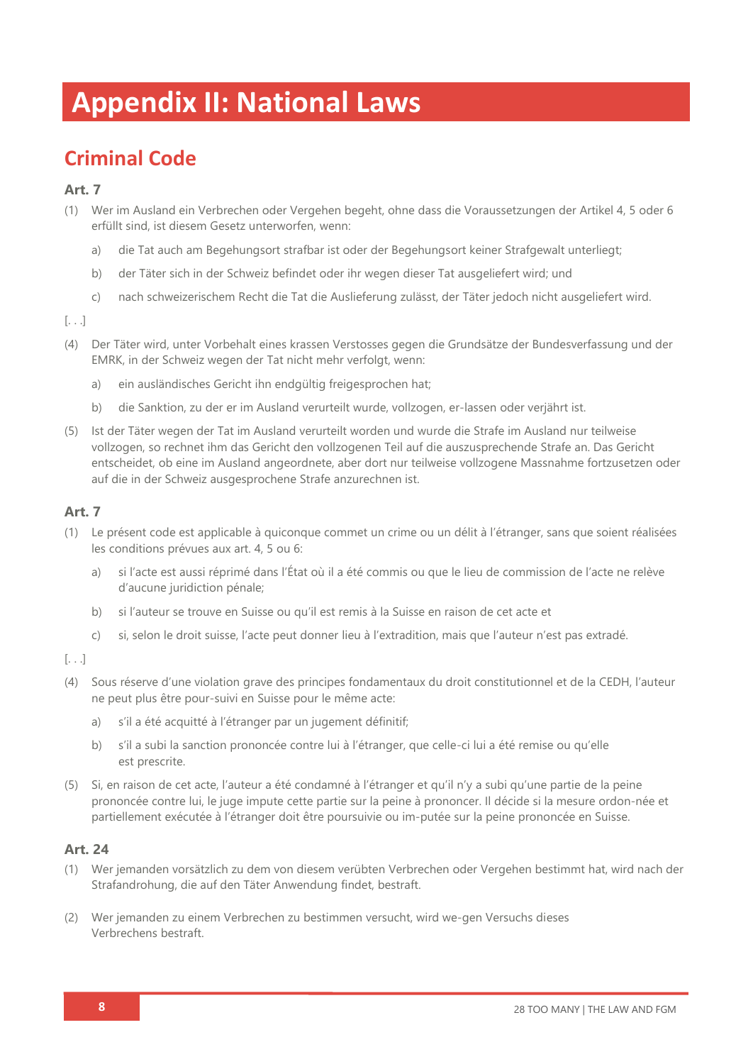# Appendix II: National Laws

## Criminal Code

### Art. 7

(1) Wer im Ausland ein Verbrechen oder Vergehen begeht, ohne dass die Voraussetzungen der Artikel 4, 5 oder 6 erfüllt sind, ist diesem Gesetz unterworfen, wenn:

a) die Tat auch am Begehungsort strafbar ist oder der Begehungsort keiner Strafgewalt unterliegt;

b) der Täter sich in der Schweiz befindet oder ihr wegen dieser Tat ausgeliefert wird; und

c) nach schweizerischem Recht die Tat die Auslieferung zulässt, der Täter jedoch nicht ausgeliefert wird.

[. . .]

(4) Der Täter wird, unter Vorbehalt eines krassen Verstosses gegen die Grundsätze der Bundesverfassung und der EMRK, in der Schweiz wegen der Tat nicht mehr verfolgt, wenn:

a) ein ausländisches Gericht ihn endgültig freigesprochen hat;

b) die Sanktion, zu der er im Ausland verurteilt wurde, vollzogen, er-lassen oder verjährt ist.

(5) Ist der Täter wegen der Tat im Ausland verurteilt worden und wurde die Strafe im Ausland nur teilweise vollzogen, so rechnet ihm das Gericht den vollzogenen Teil auf die auszusprechende Strafe an. Das Gericht entscheidet, ob eine im Ausland angeordnete, aber dort nur teilweise vollzogene Massnahme fortzusetzen oder auf die in der Schweiz ausgesprochene Strafe anzurechnen ist.

### Art. 7

(1) Le présent code est applicable à quiconque commet un crime ou un délit à l'étranger, sans que soient réalisées les conditions prévues aux art. 4, 5 ou 6:

a) si l'acte est aussi réprimé dans l'État où il a été commis ou que le lieu de commission de l'acte ne relève d'aucune juridiction pénale;

b) si l'auteur se trouve en Suisse ou qu'il est remis à la Suisse en raison de cet acte et

c) si, selon le droit suisse, l'acte peut donner lieu à l'extradition, mais que l'auteur n'est pas extradé.

[. . .]

(4) Sous réserve d'une violation grave des principes fondamentaux du droit constitutionnel et de la CEDH, l'auteur ne peut plus être pour-suivi en Suisse pour le même acte:

a) s'il a été acquitté à l'étranger par un jugement définitif;

b) s'il a subi la sanction prononcée contre lui à l'étranger, que celle-ci lui a été remise ou qu'elle est prescrite.

(5) Si, en raison de cet acte, l'auteur a été condamné à l'étranger et qu'il n'y a subi qu'une partie de la peine prononcée contre lui, le juge impute cette partie sur la peine à prononcer. Il décide si la mesure ordon-née et partiellement exécutée à l'étranger doit être poursuivie ou im-putée sur la peine prononcée en Suisse.

### Art. 24

(1) Wer jemanden vorsätzlich zu dem von diesem verübten Verbrechen oder Vergehen bestimmt hat, wird nach der Strafandrohung, die auf den Täter Anwendung findet, bestraft.

(2) Wer jemanden zu einem Verbrechen zu bestimmen versucht, wird we-gen Versuchs dieses Verbrechens bestraft.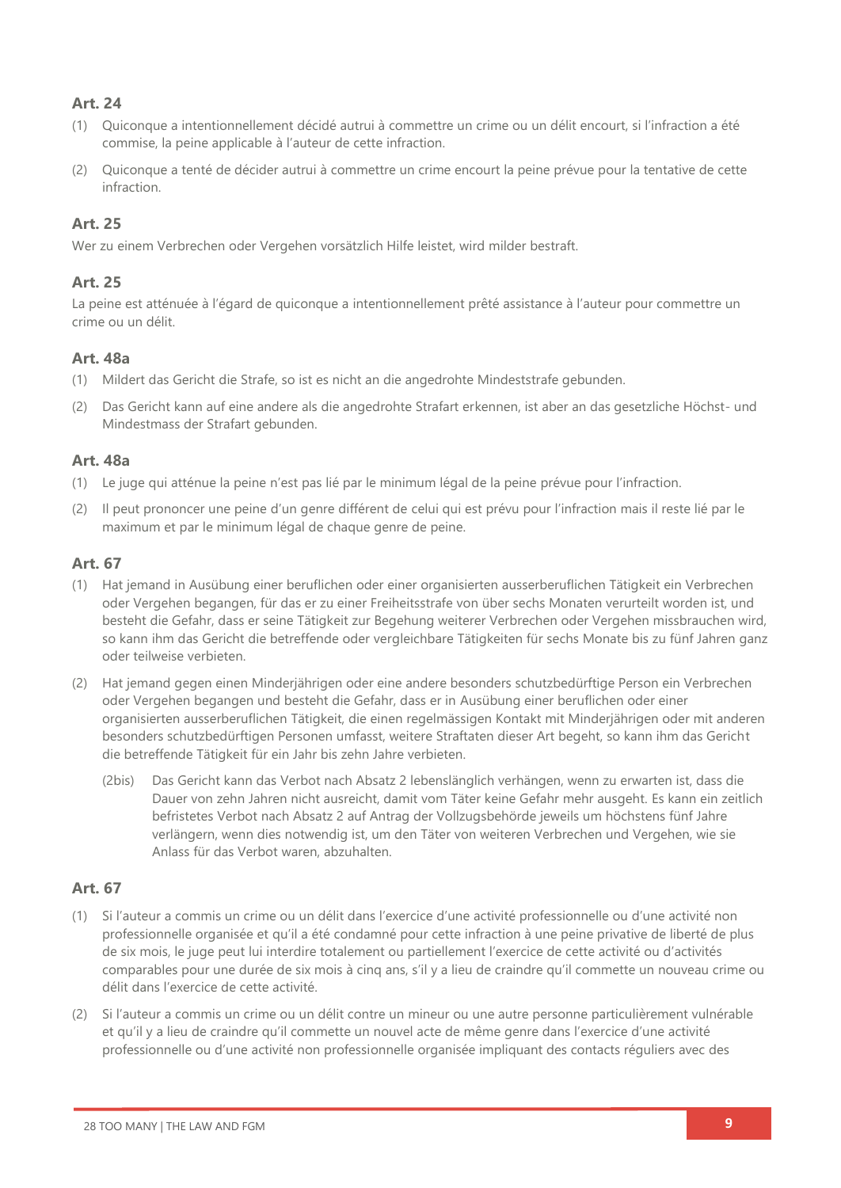### Art. 24

(1) Quiconque a intentionnellement décidé autrui à commettre un crime ou un délit encourt, si l'infraction a été commise, la peine applicable à l'auteur de cette infraction.

(2) Quiconque a tenté de décider autrui à commettre un crime encourt la peine prévue pour la tentative de cette infraction.

### Art. 25

Wer zu einem Verbrechen oder Vergehen vorsätzlich Hilfe leistet, wird milder bestraft.

### Art. 25

La peine est atténuée à l'égard de quiconque a intentionnellement prêté assistance à l'auteur pour commettre un crime ou un délit.

### Art. 48a

(1) Mildert das Gericht die Strafe, so ist es nicht an die angedrohte Mindeststrafe gebunden.

(2) Das Gericht kann auf eine andere als die angedrohte Strafart erkennen, ist aber an das gesetzliche Höchst- und Mindestmass der Strafart gebunden.

### Art. 48a

(1) Le juge qui atténue la peine n'est pas lié par le minimum légal de la peine prévue pour l'infraction.

(2) Il peut prononcer une peine d'un genre différent de celui qui est prévu pour l'infraction mais il reste lié par le maximum et par le minimum légal de chaque genre de peine.

### Art. 67

(1) Hat jemand in Ausübung einer beruflichen oder einer organisierten ausserberuflichen Tätigkeit ein Verbrechen oder Vergehen begangen, für das er zu einer Freiheitsstrafe von über sechs Monaten verurteilt worden ist, und besteht die Gefahr, dass er seine Tätigkeit zur Begehung weiterer Verbrechen oder Vergehen missbrauchen wird, so kann ihm das Gericht die betreffende oder vergleichbare Tätigkeiten für sechs Monate bis zu fünf Jahren ganz oder teilweise verbieten.

(2) Hat jemand gegen einen Minderjährigen oder eine andere besonders schutzbedürftige Person ein Verbrechen oder Vergehen begangen und besteht die Gefahr, dass er in Ausübung einer beruflichen oder einer organisierten ausserberuflichen Tätigkeit, die einen regelmässigen Kontakt mit Minderjährigen oder mit anderen besonders schutzbedürftigen Personen umfasst, weitere Straftaten dieser Art begeht, so kann ihm das Gericht die betreffende Tätigkeit für ein Jahr bis zehn Jahre verbieten.

(2bis) Das Gericht kann das Verbot nach Absatz 2 lebenslänglich verhängen, wenn zu erwarten ist, dass die Dauer von zehn Jahren nicht ausreicht, damit vom Täter keine Gefahr mehr ausgeht. Es kann ein zeitlich befristetes Verbot nach Absatz 2 auf Antrag der Vollzugsbehörde jeweils um höchstens fünf Jahre verlängern, wenn dies notwendig ist, um den Täter von weiteren Verbrechen und Vergehen, wie sie Anlass für das Verbot waren, abzuhalten.

### Art. 67

(1) Si l'auteur a commis un crime ou un délit dans l'exercice d'une activité professionnelle ou d'une activité non professionnelle organisée et qu'il a été condamné pour cette infraction à une peine privative de liberté de plus de six mois, le juge peut lui interdire totalement ou partiellement l'exercice de cette activité ou d'activités comparables pour une durée de six mois à cinq ans, s'il y a lieu de craindre qu'il commette un nouveau crime ou délit dans l'exercice de cette activité.

(2) Si l'auteur a commis un crime ou un délit contre un mineur ou une autre personne particulièrement vulnérable et qu'il y a lieu de craindre qu'il commette un nouvel acte de même genre dans l'exercice d'une activité professionnelle ou d'une activité non professionnelle organisée impliquant des contacts réguliers avec des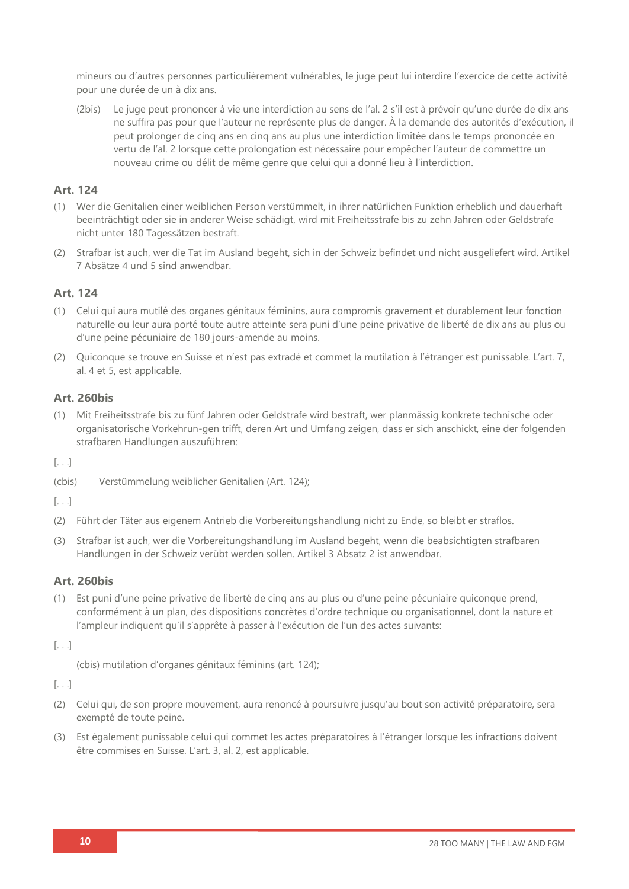mineurs ou d'autres personnes particulièrement vulnérables, le juge peut lui interdire l'exercice de cette activité pour une durée de un à dix ans.

(2bis) Le juge peut prononcer à vie une interdiction au sens de l'al. 2 s'il est à prévoir qu'une durée de dix ans ne suffira pas pour que l'auteur ne représente plus de danger. À la demande des autorités d'exécution, il peut prolonger de cinq ans en cinq ans au plus une interdiction limitée dans le temps prononcée en vertu de l'al. 2 lorsque cette prolongation est nécessaire pour empêcher l'auteur de commettre un nouveau crime ou délit de même genre que celui qui a donné lieu à l'interdiction.

### Art. 124

(1) Wer die Genitalien einer weiblichen Person verstümmelt, in ihrer natürlichen Funktion erheblich und dauerhaft beeinträchtigt oder sie in anderer Weise schädigt, wird mit Freiheitsstrafe bis zu zehn Jahren oder Geldstrafe nicht unter 180 Tagessätzen bestraft.

(2) Strafbar ist auch, wer die Tat im Ausland begeht, sich in der Schweiz befindet und nicht ausgeliefert wird. Artikel 7 Absätze 4 und 5 sind anwendbar.

### Art. 124

(1) Celui qui aura mutilé des organes génitaux féminins, aura compromis gravement et durablement leur fonction naturelle ou leur aura porté toute autre atteinte sera puni d'une peine privative de liberté de dix ans au plus ou d'une peine pécuniaire de 180 jours-amende au moins.

(2) Quiconque se trouve en Suisse et n'est pas extradé et commet la mutilation à l'étranger est punissable. L'art. 7, al. 4 et 5, est applicable.

### Art. 260bis

(1) Mit Freiheitsstrafe bis zu fünf Jahren oder Geldstrafe wird bestraft, wer planmässig konkrete technische oder organisatorische Vorkehrun-gen trifft, deren Art und Umfang zeigen, dass er sich anschickt, eine der folgenden strafbaren Handlungen auszuführen:

[. . .]

(cbis) Verstümmelung weiblicher Genitalien (Art. 124);

[. . .]

(2) Führt der Täter aus eigenem Antrieb die Vorbereitungshandlung nicht zu Ende, so bleibt er straflos.

(3) Strafbar ist auch, wer die Vorbereitungshandlung im Ausland begeht, wenn die beabsichtigten strafbaren Handlungen in der Schweiz verübt werden sollen. Artikel 3 Absatz 2 ist anwendbar.

### Art. 260bis

(1) Est puni d'une peine privative de liberté de cinq ans au plus ou d'une peine pécuniaire quiconque prend, conformément à un plan, des dispositions concrètes d'ordre technique ou organisationnel, dont la nature et l'ampleur indiquent qu'il s'apprête à passer à l'exécution de l'un des actes suivants:

[. . .]

(cbis) mutilation d'organes génitaux féminins (art. 124);

[. . .]

(2) Celui qui, de son propre mouvement, aura renoncé à poursuivre jusqu'au bout son activité préparatoire, sera exempté de toute peine.

(3) Est également punissable celui qui commet les actes préparatoires à l'étranger lorsque les infractions doivent être commises en Suisse. L'art. 3, al. 2, est applicable.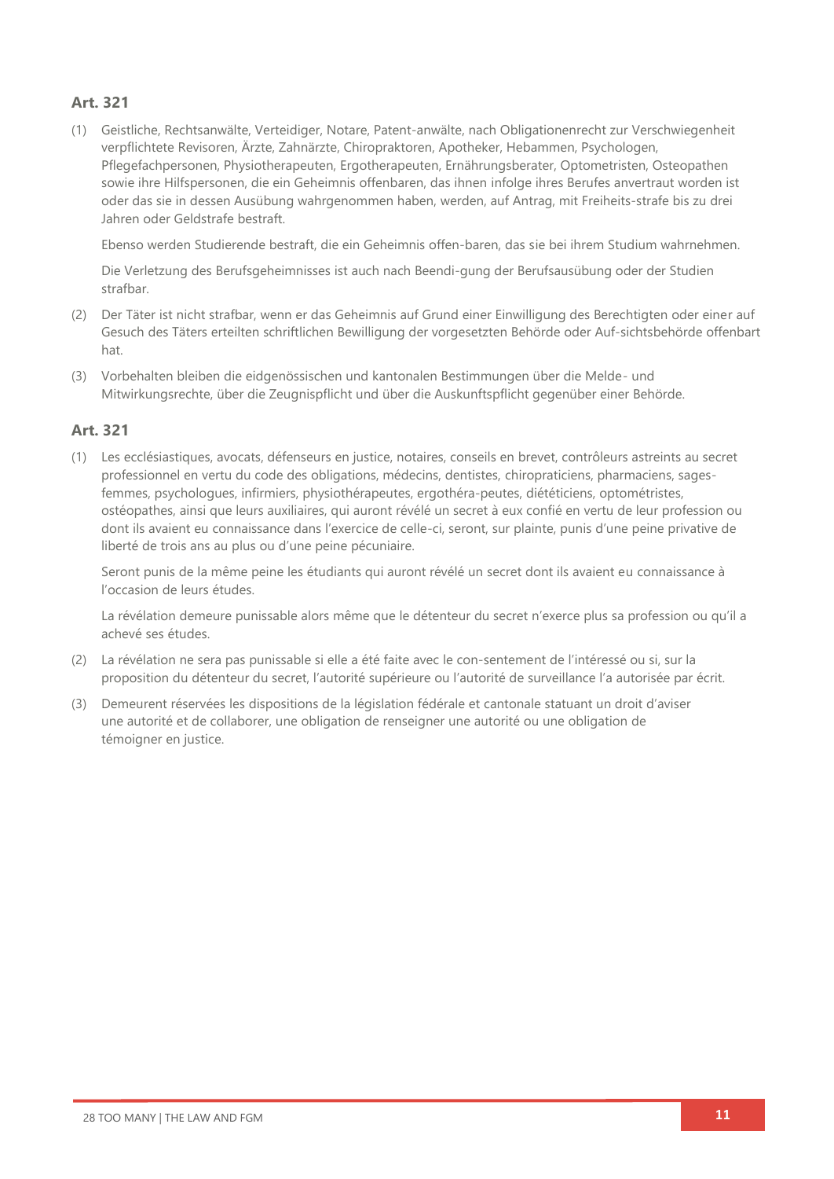### Art. 321

(1) Geistliche, Rechtsanwälte, Verteidiger, Notare, Patent-anwälte, nach Obligationenrecht zur Verschwiegenheit verpflichtete Revisoren, Ärzte, Zahnärzte, Chiropraktoren, Apotheker, Hebammen, Psychologen, Pflegefachpersonen, Physiotherapeuten, Ergotherapeuten, Ernährungsberater, Optometristen, Osteopathen sowie ihre Hilfspersonen, die ein Geheimnis offenbaren, das ihnen infolge ihres Berufes anvertraut worden ist oder das sie in dessen Ausübung wahrgenommen haben, werden, auf Antrag, mit Freiheits-strafe bis zu drei Jahren oder Geldstrafe bestraft.

Ebenso werden Studierende bestraft, die ein Geheimnis offen-baren, das sie bei ihrem Studium wahrnehmen.

Die Verletzung des Berufsgeheimnisses ist auch nach Beendi-gung der Berufsausübung oder der Studien strafbar.

(2) Der Täter ist nicht strafbar, wenn er das Geheimnis auf Grund einer Einwilligung des Berechtigten oder einer auf Gesuch des Täters erteilten schriftlichen Bewilligung der vorgesetzten Behörde oder Auf-sichtsbehörde offenbart hat.

(3) Vorbehalten bleiben die eidgenössischen und kantonalen Bestimmungen über die Melde- und Mitwirkungsrechte, über die Zeugnispflicht und über die Auskunftspflicht gegenüber einer Behörde.

### Art. 321

(1) Les ecclésiastiques, avocats, défenseurs en justice, notaires, conseils en brevet, contrôleurs astreints au secret professionnel en vertu du code des obligations, médecins, dentistes, chiropraticiens, pharmaciens, sages-femmes, psychologues, infirmiers, physiothérapeutes, ergothéra-peutes, diététiciens, optométristes, ostéopathes, ainsi que leurs auxiliaires, qui auront révélé un secret à eux confié en vertu de leur profession ou dont ils avaient eu connaissance dans l'exercice de celle-ci, seront, sur plainte, punis d'une peine privative de liberté de trois ans au plus ou d'une peine pécuniaire.

Seront punis de la même peine les étudiants qui auront révélé un secret dont ils avaient eu connaissance à l'occasion de leurs études.

La révélation demeure punissable alors même que le détenteur du secret n'exerce plus sa profession ou qu'il a achevé ses études.

(2) La révélation ne sera pas punissable si elle a été faite avec le con-sentement de l'intéressé ou si, sur la proposition du détenteur du secret, l'autorité supérieure ou l'autorité de surveillance l'a autorisée par écrit.

(3) Demeurent réservées les dispositions de la législation fédérale et cantonale statuant un droit d'aviser une autorité et de collaborer, une obligation de renseigner une autorité ou une obligation de témoigner en justice.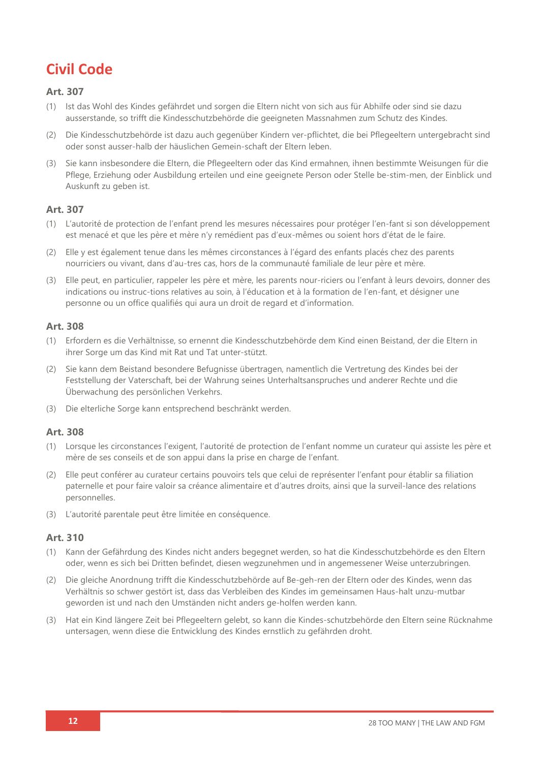# Civil Code

### Art. 307

(1) Ist das Wohl des Kindes gefährdet und sorgen die Eltern nicht von sich aus für Abhilfe oder sind sie dazu ausserstande, so trifft die Kindesschutzbehörde die geeigneten Massnahmen zum Schutz des Kindes.

(2) Die Kindesschutzbehörde ist dazu auch gegenüber Kindern ver-pflichtet, die bei Pflegeeltern untergebracht sind oder sonst ausser-halb der häuslichen Gemein-schaft der Eltern leben.

(3) Sie kann insbesondere die Eltern, die Pflegeeltern oder das Kind ermahnen, ihnen bestimmte Weisungen für die Pflege, Erziehung oder Ausbildung erteilen und eine geeignete Person oder Stelle be-stim-men, der Einblick und Auskunft zu geben ist.

### Art. 307

(1) L'autorité de protection de l'enfant prend les mesures nécessaires pour protéger l'en-fant si son développement est menacé et que les père et mère n'y remédient pas d'eux-mêmes ou soient hors d'état de le faire.

(2) Elle y est également tenue dans les mêmes circonstances à l'égard des enfants placés chez des parents nourriciers ou vivant, dans d'au-tres cas, hors de la communauté familiale de leur père et mère.

(3) Elle peut, en particulier, rappeler les père et mère, les parents nour-riciers ou l'enfant à leurs devoirs, donner des indications ou instruc-tions relatives au soin, à l'éducation et à la formation de l'en-fant, et désigner une personne ou un office qualifiés qui aura un droit de regard et d'information.

### Art. 308

(1) Erfordern es die Verhältnisse, so ernennt die Kindesschutzbehörde dem Kind einen Beistand, der die Eltern in ihrer Sorge um das Kind mit Rat und Tat unter-stützt.

(2) Sie kann dem Beistand besondere Befugnisse übertragen, namentlich die Vertretung des Kindes bei der Feststellung der Vaterschaft, bei der Wahrung seines Unterhaltsanspruches und anderer Rechte und die Überwachung des persönlichen Verkehrs.

(3) Die elterliche Sorge kann entsprechend beschränkt werden.

### Art. 308

(1) Lorsque les circonstances l'exigent, l'autorité de protection de l'enfant nomme un curateur qui assiste les père et mère de ses conseils et de son appui dans la prise en charge de l'enfant.

(2) Elle peut conférer au curateur certains pouvoirs tels que celui de représenter l'enfant pour établir sa filiation paternelle et pour faire valoir sa créance alimentaire et d'autres droits, ainsi que la surveil-lance des relations personnelles.

(3) L'autorité parentale peut être limitée en conséquence.

### Art. 310

(1) Kann der Gefährdung des Kindes nicht anders begegnet werden, so hat die Kindesschutzbehörde es den Eltern oder, wenn es sich bei Dritten befindet, diesen wegzunehmen und in angemessener Weise unterzubringen.

(2) Die gleiche Anordnung trifft die Kindesschutzbehörde auf Be-geh-ren der Eltern oder des Kindes, wenn das Verhältnis so schwer gestört ist, dass das Verbleiben des Kindes im gemeinsamen Haus-halt unzu-mutbar geworden ist und nach den Umständen nicht anders ge-holfen werden kann.

(3) Hat ein Kind längere Zeit bei Pflegeeltern gelebt, so kann die Kindes-schutzbehörde den Eltern seine Rücknahme untersagen, wenn diese die Entwicklung des Kindes ernstlich zu gefährden droht.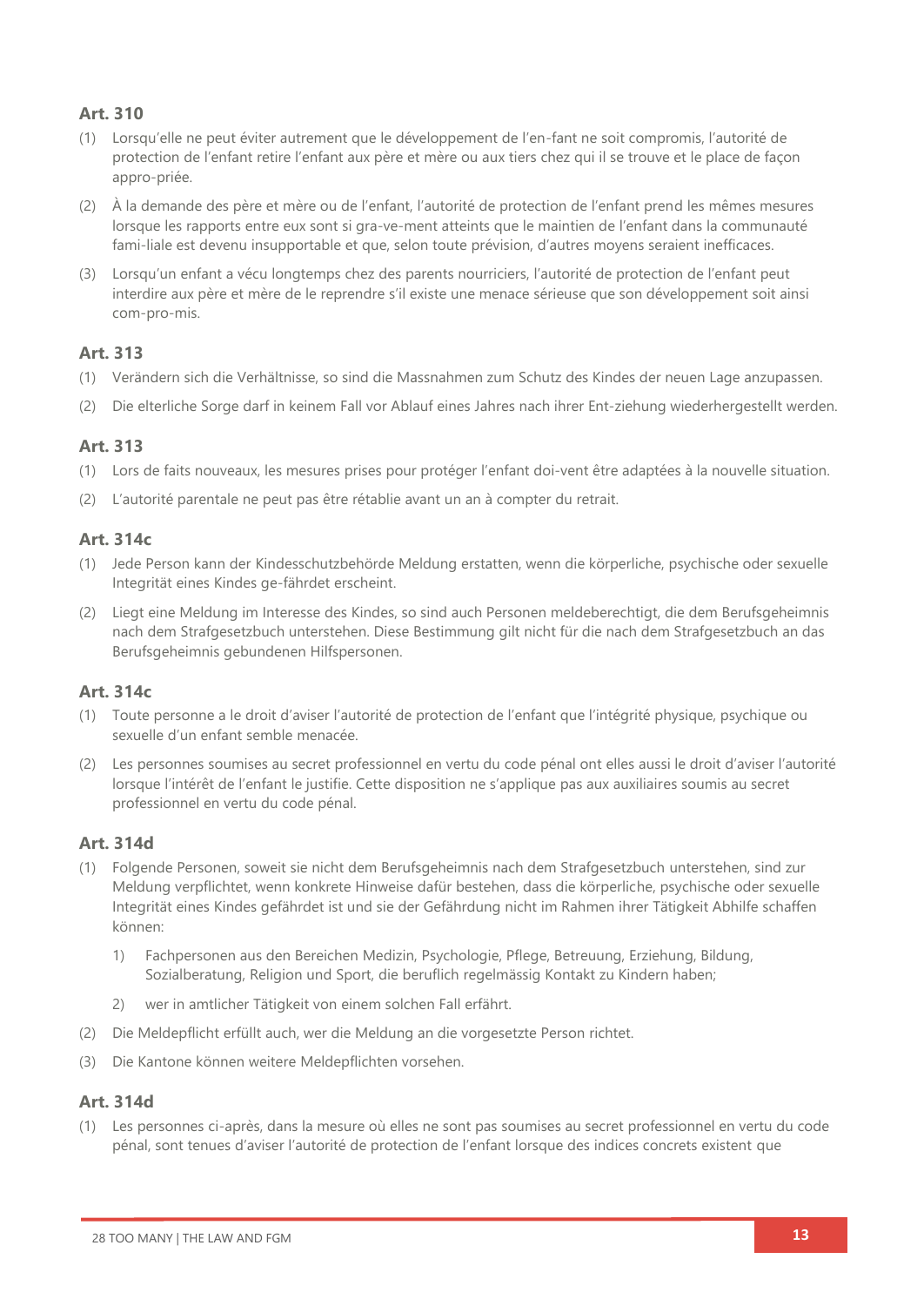### Art. 310

(1) Lorsqu'elle ne peut éviter autrement que le développement de l'en-fant ne soit compromis, l'autorité de protection de l'enfant retire l'enfant aux père et mère ou aux tiers chez qui il se trouve et le place de façon appro-priée.

(2) À la demande des père et mère ou de l'enfant, l'autorité de protection de l'enfant prend les mêmes mesures lorsque les rapports entre eux sont si gra-ve-ment atteints que le maintien de l'enfant dans la communauté fami-liale est devenu insupportable et que, selon toute prévision, d'autres moyens seraient inefficaces.

(3) Lorsqu'un enfant a vécu longtemps chez des parents nourriciers, l'autorité de protection de l'enfant peut interdire aux père et mère de le reprendre s'il existe une menace sérieuse que son développement soit ainsi com-pro-mis.

### Art. 313

(1) Verändern sich die Verhältnisse, so sind die Massnahmen zum Schutz des Kindes der neuen Lage anzupassen.

(2) Die elterliche Sorge darf in keinem Fall vor Ablauf eines Jahres nach ihrer Ent-ziehung wiederhergestellt werden.

### Art. 313

(1) Lors de faits nouveaux, les mesures prises pour protéger l'enfant doi-vent être adaptées à la nouvelle situation.

(2) L'autorité parentale ne peut pas être rétablie avant un an à compter du retrait.

### Art. 314c

(1) Jede Person kann der Kindesschutzbehörde Meldung erstatten, wenn die körperliche, psychische oder sexuelle Integrität eines Kindes ge-fährdet erscheint.

(2) Liegt eine Meldung im Interesse des Kindes, so sind auch Personen meldeberechtigt, die dem Berufsgeheimnis nach dem Strafgesetzbuch unterstehen. Diese Bestimmung gilt nicht für die nach dem Strafgesetzbuch an das Berufsgeheimnis gebundenen Hilfspersonen.

### Art. 314c

(1) Toute personne a le droit d'aviser l'autorité de protection de l'enfant que l'intégrité physique, psychique ou sexuelle d'un enfant semble menacée.

(2) Les personnes soumises au secret professionnel en vertu du code pénal ont elles aussi le droit d'aviser l'autorité lorsque l'intérêt de l'enfant le justifie. Cette disposition ne s'applique pas aux auxiliaires soumis au secret professionnel en vertu du code pénal.

### Art. 314d

(1) Folgende Personen, soweit sie nicht dem Berufsgeheimnis nach dem Strafgesetzbuch unterstehen, sind zur Meldung verpflichtet, wenn konkrete Hinweise dafür bestehen, dass die körperliche, psychische oder sexuelle Integrität eines Kindes gefährdet ist und sie der Gefährdung nicht im Rahmen ihrer Tätigkeit Abhilfe schaffen können:

   1) Fachpersonen aus den Bereichen Medizin, Psychologie, Pflege, Betreuung, Erziehung, Bildung, Sozialberatung, Religion und Sport, die beruflich regelmässig Kontakt zu Kindern haben;

   2) wer in amtlicher Tätigkeit von einem solchen Fall erfährt.

(2) Die Meldepflicht erfüllt auch, wer die Meldung an die vorgesetzte Person richtet.

(3) Die Kantone können weitere Meldepflichten vorsehen.

### Art. 314d

(1) Les personnes ci-après, dans la mesure où elles ne sont pas soumises au secret professionnel en vertu du code pénal, sont tenues d'aviser l'autorité de protection de l'enfant lorsque des indices concrets existent que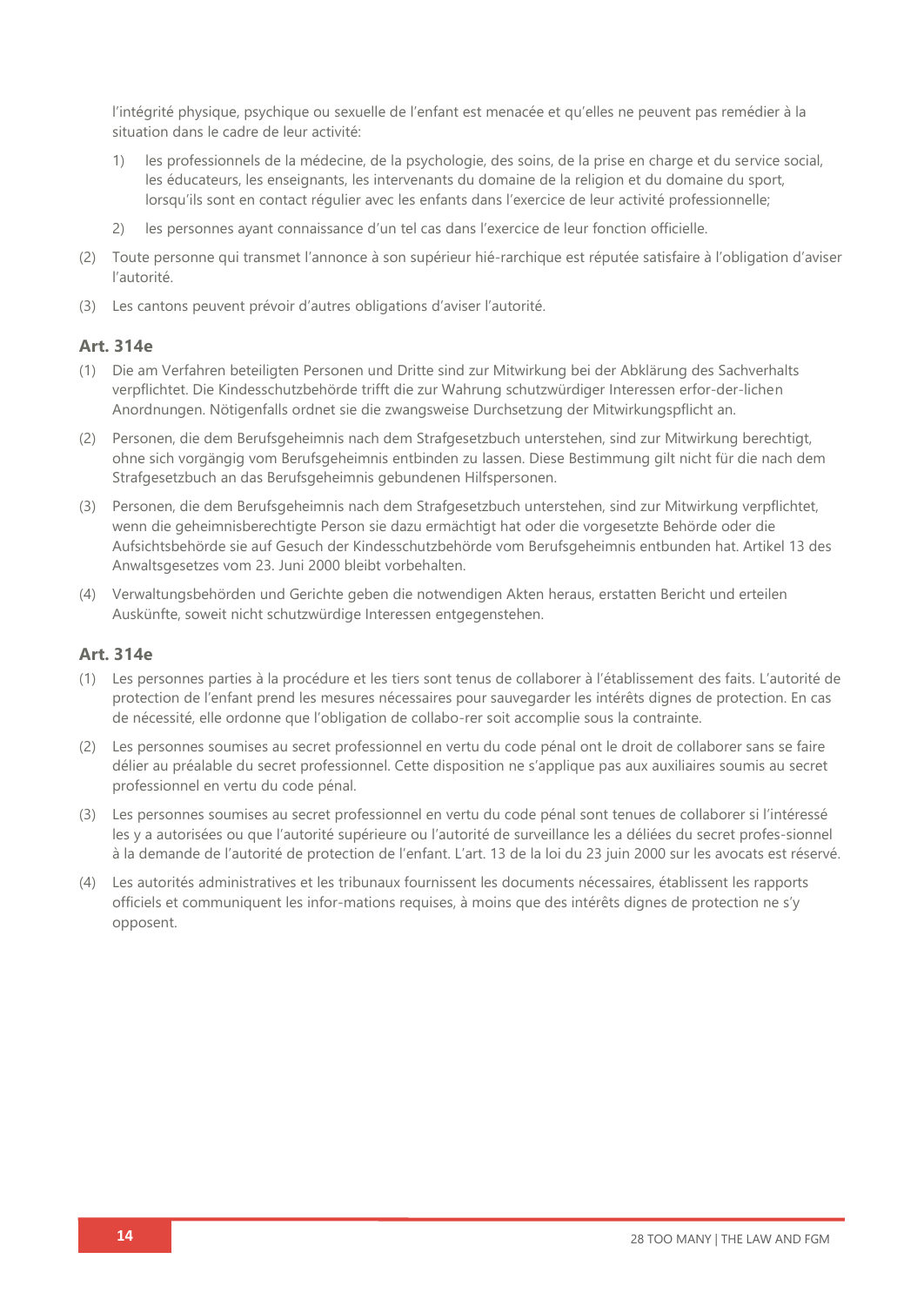l'intégrité physique, psychique ou sexuelle de l'enfant est menacée et qu'elles ne peuvent pas remédier à la situation dans le cadre de leur activité:

1) les professionnels de la médecine, de la psychologie, des soins, de la prise en charge et du service social, les éducateurs, les enseignants, les intervenants du domaine de la religion et du domaine du sport, lorsqu'ils sont en contact régulier avec les enfants dans l'exercice de leur activité professionnelle;

2) les personnes ayant connaissance d'un tel cas dans l'exercice de leur fonction officielle.

(2) Toute personne qui transmet l'annonce à son supérieur hié-rarchique est réputée satisfaire à l'obligation d'aviser l'autorité.

(3) Les cantons peuvent prévoir d'autres obligations d'aviser l'autorité.

### Art. 314e

(1) Die am Verfahren beteiligten Personen und Dritte sind zur Mitwirkung bei der Abklärung des Sachverhalts verpflichtet. Die Kindesschutzbehörde trifft die zur Wahrung schutzwürdiger Interessen erfor-der-lichen Anordnungen. Nötigenfalls ordnet sie die zwangsweise Durchsetzung der Mitwirkungspflicht an.

(2) Personen, die dem Berufsgeheimnis nach dem Strafgesetzbuch unterstehen, sind zur Mitwirkung berechtigt, ohne sich vorgängig vom Berufsgeheimnis entbinden zu lassen. Diese Bestimmung gilt nicht für die nach dem Strafgesetzbuch an das Berufsgeheimnis gebundenen Hilfspersonen.

(3) Personen, die dem Berufsgeheimnis nach dem Strafgesetzbuch unterstehen, sind zur Mitwirkung verpflichtet, wenn die geheimnisberechtigte Person sie dazu ermächtigt hat oder die vorgesetzte Behörde oder die Aufsichtsbehörde sie auf Gesuch der Kindesschutzbehörde vom Berufsgeheimnis entbunden hat. Artikel 13 des Anwaltsgesetzes vom 23. Juni 2000 bleibt vorbehalten.

(4) Verwaltungsbehörden und Gerichte geben die notwendigen Akten heraus, erstatten Bericht und erteilen Auskünfte, soweit nicht schutzwürdige Interessen entgegenstehen.

### Art. 314e

(1) Les personnes parties à la procédure et les tiers sont tenus de collaborer à l'établissement des faits. L'autorité de protection de l'enfant prend les mesures nécessaires pour sauvegarder les intérêts dignes de protection. En cas de nécessité, elle ordonne que l'obligation de collabo-rer soit accomplie sous la contrainte.

(2) Les personnes soumises au secret professionnel en vertu du code pénal ont le droit de collaborer sans se faire délier au préalable du secret professionnel. Cette disposition ne s'applique pas aux auxiliaires soumis au secret professionnel en vertu du code pénal.

(3) Les personnes soumises au secret professionnel en vertu du code pénal sont tenues de collaborer si l'intéressé les y a autorisées ou que l'autorité supérieure ou l'autorité de surveillance les a déliées du secret profes-sionnel à la demande de l'autorité de protection de l'enfant. L'art. 13 de la loi du 23 juin 2000 sur les avocats est réservé.

(4) Les autorités administratives et les tribunaux fournissent les documents nécessaires, établissent les rapports officiels et communiquent les infor-mations requises, à moins que des intérêts dignes de protection ne s'y opposent.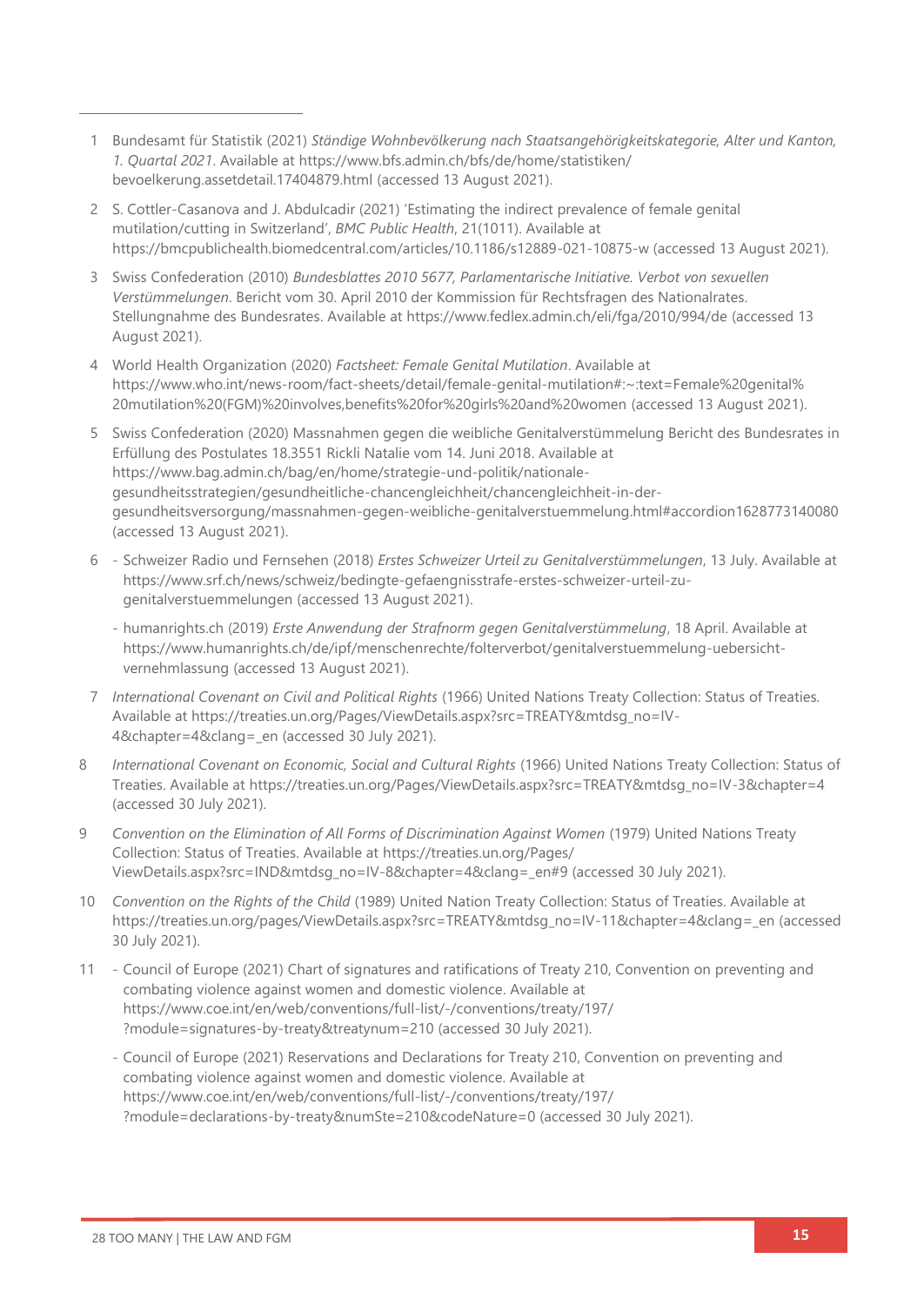1 Bundesamt für Statistik (2021) *Ständige Wohnbevölkerung nach Staatsangehörigkeitskategorie, Alter und Kanton, 1. Quartal 2021*. Available at https://www.bfs.admin.ch/bfs/de/home/statistiken/bevoelkerung.assetdetail.17404879.html (accessed 13 August 2021).

2 S. Cottler-Casanova and J. Abdulcadir (2021) 'Estimating the indirect prevalence of female genital mutilation/cutting in Switzerland', *BMC Public Health*, 21(1011). Available at https://bmcpublichealth.biomedcentral.com/articles/10.1186/s12889-021-10875-w (accessed 13 August 2021).

3 Swiss Confederation (2010) *Bundesblattes 2010 5677, Parlamentarische Initiative. Verbot von sexuellen Verstümmelungen*. Bericht vom 30. April 2010 der Kommission für Rechtsfragen des Nationalrates. Stellungnahme des Bundesrates. Available at https://www.fedlex.admin.ch/eli/fga/2010/994/de (accessed 13 August 2021).

4 World Health Organization (2020) *Factsheet: Female Genital Mutilation*. Available at https://www.who.int/news-room/fact-sheets/detail/female-genital-mutilation#:~:text=Female%20genital%20mutilation%20(FGM)%20involves,benefits%20for%20girls%20and%20women (accessed 13 August 2021).

5 Swiss Confederation (2020) Massnahmen gegen die weibliche Genitalverstümmelung Bericht des Bundesrates in Erfüllung des Postulates 18.3551 Rickli Natalie vom 14. Juni 2018. Available at https://www.bag.admin.ch/bag/en/home/strategie-und-politik/nationale-gesundheitsstrategien/gesundheitliche-chancengleichheit/chancengleichheit-in-der-gesundheitsversorgung/massnahmen-gegen-weibliche-genitalverstuemmelung.html#accordion1628773140080 (accessed 13 August 2021).

6 - Schweizer Radio und Fernsehen (2018) *Erstes Schweizer Urteil zu Genitalverstümmelungen*, 13 July. Available at https://www.srf.ch/news/schweiz/bedingte-gefaengnisstrafe-erstes-schweizer-urteil-zu-genitalverstuemmelungen (accessed 13 August 2021).

- humanrights.ch (2019) *Erste Anwendung der Strafnorm gegen Genitalverstümmelung*, 18 April. Available at https://www.humanrights.ch/de/ipf/menschenrechte/folterverbot/genitalverstuemmelung-uebersicht-vernehmlassung (accessed 13 August 2021).

7 *International Covenant on Civil and Political Rights* (1966) United Nations Treaty Collection: Status of Treaties. Available at https://treaties.un.org/Pages/ViewDetails.aspx?src=TREATY&mtdsg_no=IV-4&chapter=4&clang=_en (accessed 30 July 2021).

8 *International Covenant on Economic, Social and Cultural Rights* (1966) United Nations Treaty Collection: Status of Treaties. Available at https://treaties.un.org/Pages/ViewDetails.aspx?src=TREATY&mtdsg_no=IV-3&chapter=4 (accessed 30 July 2021).

9 *Convention on the Elimination of All Forms of Discrimination Against Women* (1979) United Nations Treaty Collection: Status of Treaties. Available at https://treaties.un.org/Pages/ViewDetails.aspx?src=IND&mtdsg_no=IV-8&chapter=4&clang=_en#9 (accessed 30 July 2021).

10 *Convention on the Rights of the Child* (1989) United Nation Treaty Collection: Status of Treaties. Available at https://treaties.un.org/pages/ViewDetails.aspx?src=TREATY&mtdsg_no=IV-11&chapter=4&clang=_en (accessed 30 July 2021).

11 - Council of Europe (2021) Chart of signatures and ratifications of Treaty 210, Convention on preventing and combating violence against women and domestic violence. Available at https://www.coe.int/en/web/conventions/full-list/-/conventions/treaty/197/?module=signatures-by-treaty&treatynum=210 (accessed 30 July 2021).

- Council of Europe (2021) Reservations and Declarations for Treaty 210, Convention on preventing and combating violence against women and domestic violence. Available at https://www.coe.int/en/web/conventions/full-list/-/conventions/treaty/197/?module=declarations-by-treaty&numSte=210&codeNature=0 (accessed 30 July 2021).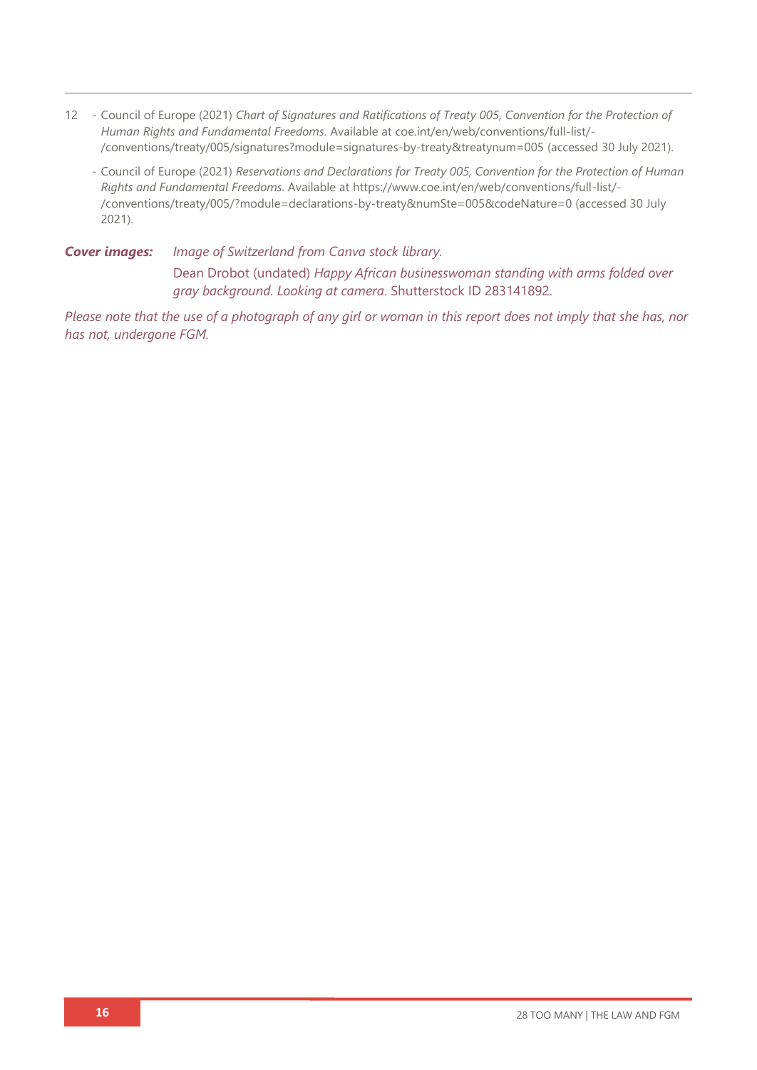12 - Council of Europe (2021) *Chart of Signatures and Ratifications of Treaty 005, Convention for the Protection of Human Rights and Fundamental Freedoms*. Available at coe.int/en/web/conventions/full-list/-/conventions/treaty/005/signatures?module=signatures-by-treaty&treatynum=005 (accessed 30 July 2021).

   - Council of Europe (2021) *Reservations and Declarations for Treaty 005, Convention for the Protection of Human Rights and Fundamental Freedoms*. Available at https://www.coe.int/en/web/conventions/full-list/-/conventions/treaty/005/?module=declarations-by-treaty&numSte=005&codeNature=0 (accessed 30 July 2021).

***Cover images:*** *Image of Switzerland from Canva stock library.*

Dean Drobot (undated) *Happy African businesswoman standing with arms folded over gray background. Looking at camera*. Shutterstock ID 283141892.

*Please note that the use of a photograph of any girl or woman in this report does not imply that she has, nor has not, undergone FGM.*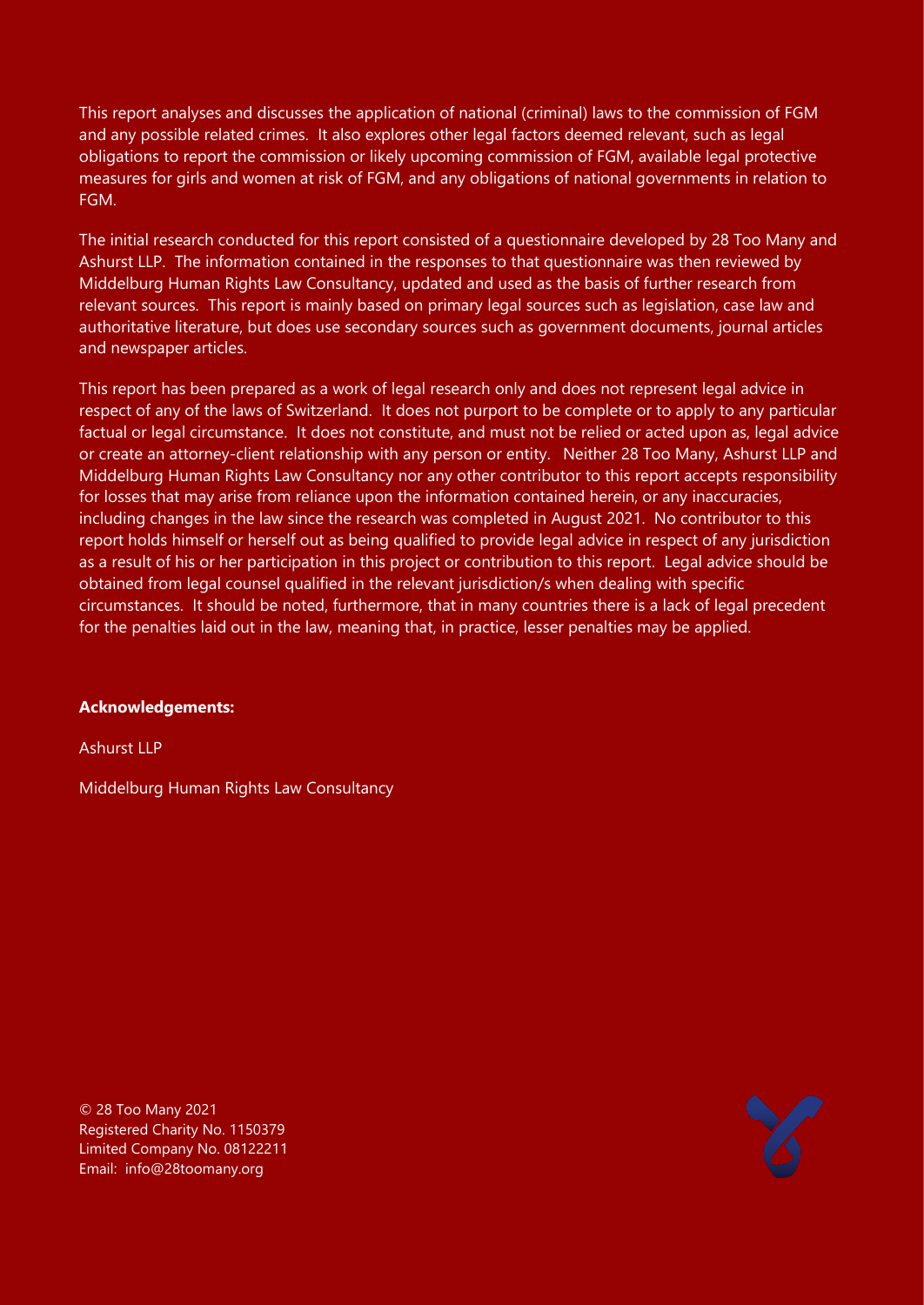This report analyses and discusses the application of national (criminal) laws to the commission of FGM and any possible related crimes. It also explores other legal factors deemed relevant, such as legal obligations to report the commission or likely upcoming commission of FGM, available legal protective measures for girls and women at risk of FGM, and any obligations of national governments in relation to FGM.

The initial research conducted for this report consisted of a questionnaire developed by 28 Too Many and Ashurst LLP. The information contained in the responses to that questionnaire was then reviewed by Middelburg Human Rights Law Consultancy, updated and used as the basis of further research from relevant sources. This report is mainly based on primary legal sources such as legislation, case law and authoritative literature, but does use secondary sources such as government documents, journal articles and newspaper articles.

This report has been prepared as a work of legal research only and does not represent legal advice in respect of any of the laws of Switzerland. It does not purport to be complete or to apply to any particular factual or legal circumstance. It does not constitute, and must not be relied or acted upon as, legal advice or create an attorney-client relationship with any person or entity. Neither 28 Too Many, Ashurst LLP and Middelburg Human Rights Law Consultancy nor any other contributor to this report accepts responsibility for losses that may arise from reliance upon the information contained herein, or any inaccuracies, including changes in the law since the research was completed in August 2021. No contributor to this report holds himself or herself out as being qualified to provide legal advice in respect of any jurisdiction as a result of his or her participation in this project or contribution to this report. Legal advice should be obtained from legal counsel qualified in the relevant jurisdiction/s when dealing with specific circumstances. It should be noted, furthermore, that in many countries there is a lack of legal precedent for the penalties laid out in the law, meaning that, in practice, lesser penalties may be applied.

**Acknowledgements:**

Ashurst LLP

Middelburg Human Rights Law Consultancy

© 28 Too Many 2021
Registered Charity No. 1150379
Limited Company No. 08122211
Email: info@28toomany.org